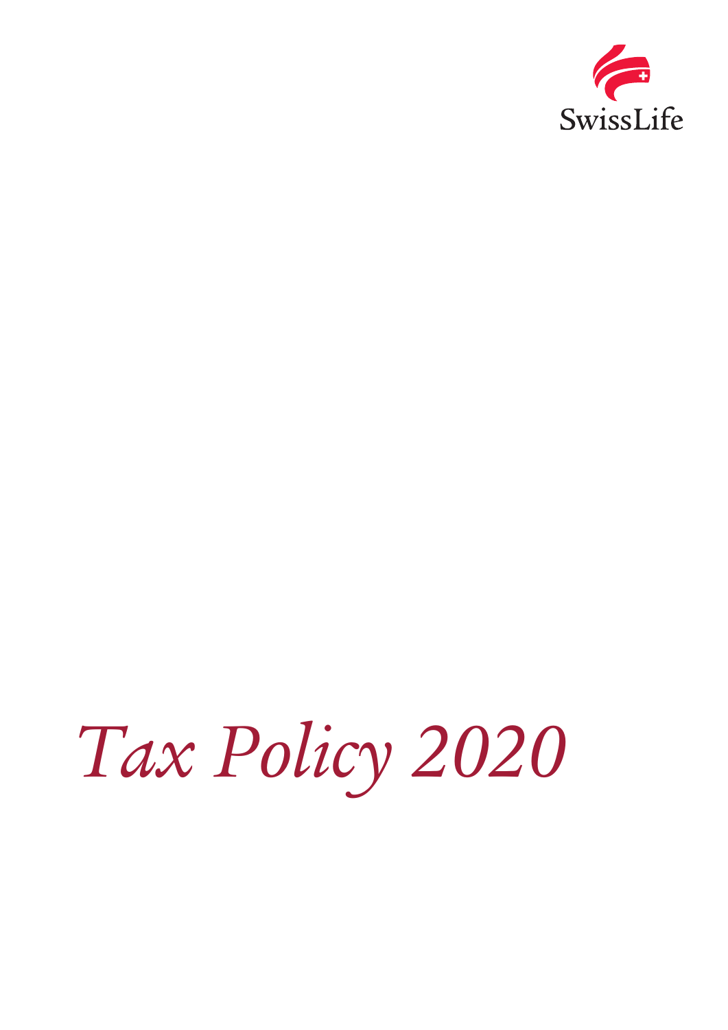SwissLife

# *Tax Policy 2020*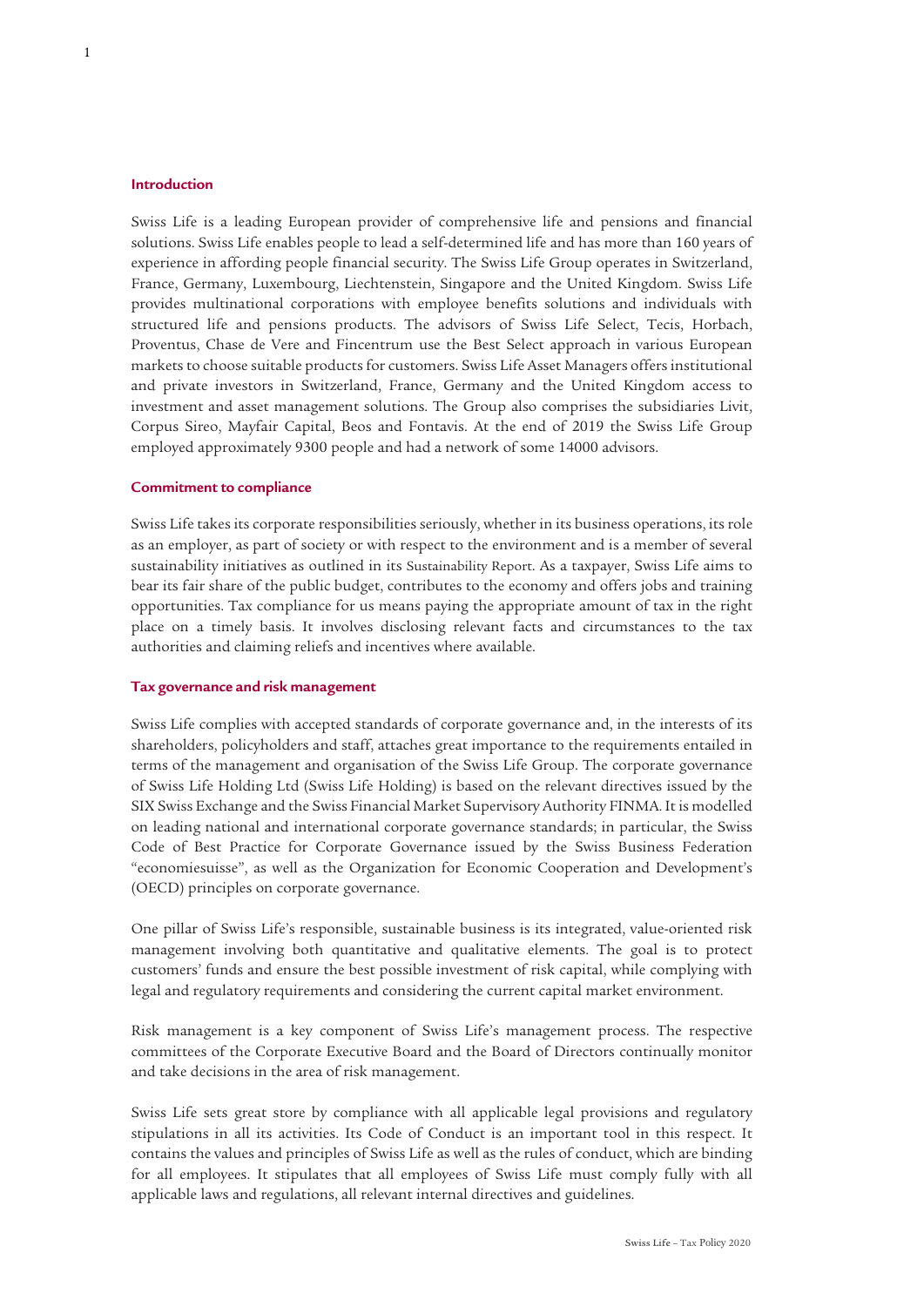## Introduction

Swiss Life is a leading European provider of comprehensive life and pensions and financial solutions. Swiss Life enables people to lead a self-determined life and has more than 160 years of experience in affording people financial security. The Swiss Life Group operates in Switzerland, France, Germany, Luxembourg, Liechtenstein, Singapore and the United Kingdom. Swiss Life provides multinational corporations with employee benefits solutions and individuals with structured life and pensions products. The advisors of Swiss Life Select, Tecis, Horbach, Proventus, Chase de Vere and Fincentrum use the Best Select approach in various European markets to choose suitable products for customers. Swiss Life Asset Managers offers institutional and private investors in Switzerland, France, Germany and the United Kingdom access to investment and asset management solutions. The Group also comprises the subsidiaries Livit, Corpus Sireo, Mayfair Capital, Beos and Fontavis. At the end of 2019 the Swiss Life Group employed approximately 9300 people and had a network of some 14000 advisors.

## Commitment to compliance

Swiss Life takes its corporate responsibilities seriously, whether in its business operations, its role as an employer, as part of society or with respect to the environment and is a member of several sustainability initiatives as outlined in its Sustainability Report. As a taxpayer, Swiss Life aims to bear its fair share of the public budget, contributes to the economy and offers jobs and training opportunities. Tax compliance for us means paying the appropriate amount of tax in the right place on a timely basis. It involves disclosing relevant facts and circumstances to the tax authorities and claiming reliefs and incentives where available.

## Tax governance and risk management

Swiss Life complies with accepted standards of corporate governance and, in the interests of its shareholders, policyholders and staff, attaches great importance to the requirements entailed in terms of the management and organisation of the Swiss Life Group. The corporate governance of Swiss Life Holding Ltd (Swiss Life Holding) is based on the relevant directives issued by the SIX Swiss Exchange and the Swiss Financial Market Supervisory Authority FINMA. It is modelled on leading national and international corporate governance standards; in particular, the Swiss Code of Best Practice for Corporate Governance issued by the Swiss Business Federation "economiesuisse", as well as the Organization for Economic Cooperation and Development's (OECD) principles on corporate governance.

One pillar of Swiss Life's responsible, sustainable business is its integrated, value-oriented risk management involving both quantitative and qualitative elements. The goal is to protect customers' funds and ensure the best possible investment of risk capital, while complying with legal and regulatory requirements and considering the current capital market environment.

Risk management is a key component of Swiss Life's management process. The respective committees of the Corporate Executive Board and the Board of Directors continually monitor and take decisions in the area of risk management.

Swiss Life sets great store by compliance with all applicable legal provisions and regulatory stipulations in all its activities. Its Code of Conduct is an important tool in this respect. It contains the values and principles of Swiss Life as well as the rules of conduct, which are binding for all employees. It stipulates that all employees of Swiss Life must comply fully with all applicable laws and regulations, all relevant internal directives and guidelines.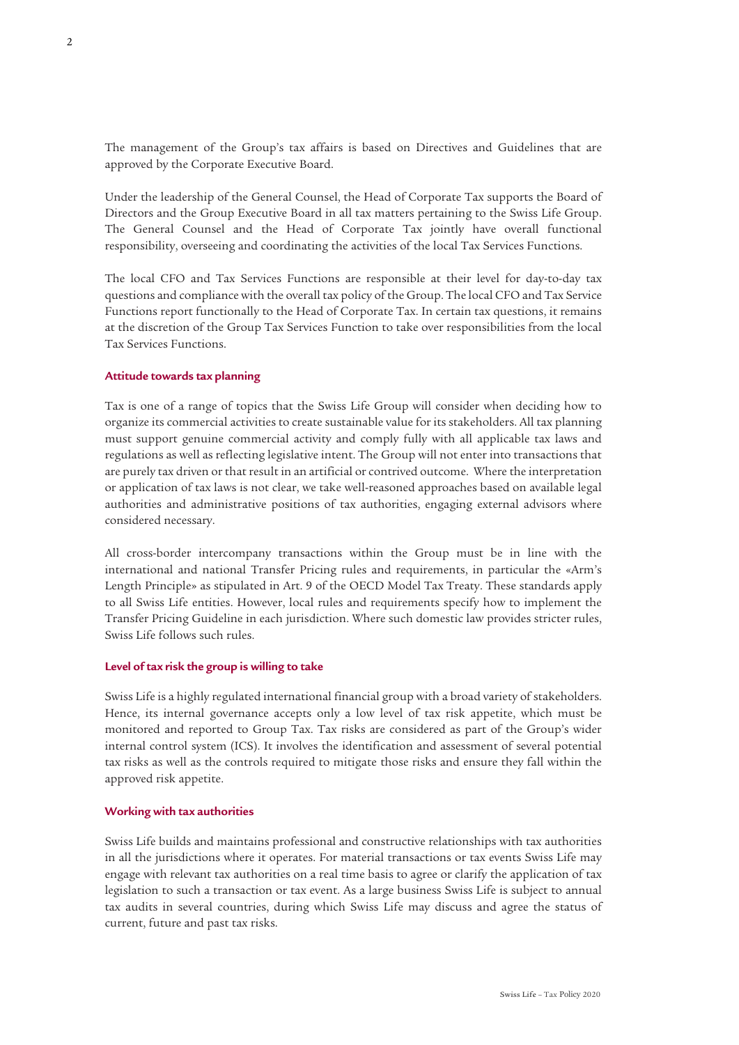The management of the Group's tax affairs is based on Directives and Guidelines that are approved by the Corporate Executive Board.

Under the leadership of the General Counsel, the Head of Corporate Tax supports the Board of Directors and the Group Executive Board in all tax matters pertaining to the Swiss Life Group. The General Counsel and the Head of Corporate Tax jointly have overall functional responsibility, overseeing and coordinating the activities of the local Tax Services Functions.

The local CFO and Tax Services Functions are responsible at their level for day-to-day tax questions and compliance with the overall tax policy of the Group. The local CFO and Tax Service Functions report functionally to the Head of Corporate Tax. In certain tax questions, it remains at the discretion of the Group Tax Services Function to take over responsibilities from the local Tax Services Functions.

## Attitude towards tax planning

Tax is one of a range of topics that the Swiss Life Group will consider when deciding how to organize its commercial activities to create sustainable value for its stakeholders. All tax planning must support genuine commercial activity and comply fully with all applicable tax laws and regulations as well as reflecting legislative intent. The Group will not enter into transactions that are purely tax driven or that result in an artificial or contrived outcome. Where the interpretation or application of tax laws is not clear, we take well-reasoned approaches based on available legal authorities and administrative positions of tax authorities, engaging external advisors where considered necessary.

All cross-border intercompany transactions within the Group must be in line with the international and national Transfer Pricing rules and requirements, in particular the «Arm's Length Principle» as stipulated in Art. 9 of the OECD Model Tax Treaty. These standards apply to all Swiss Life entities. However, local rules and requirements specify how to implement the Transfer Pricing Guideline in each jurisdiction. Where such domestic law provides stricter rules, Swiss Life follows such rules.

## Level of tax risk the group is willing to take

Swiss Life is a highly regulated international financial group with a broad variety of stakeholders. Hence, its internal governance accepts only a low level of tax risk appetite, which must be monitored and reported to Group Tax. Tax risks are considered as part of the Group's wider internal control system (ICS). It involves the identification and assessment of several potential tax risks as well as the controls required to mitigate those risks and ensure they fall within the approved risk appetite.

## Working with tax authorities

Swiss Life builds and maintains professional and constructive relationships with tax authorities in all the jurisdictions where it operates. For material transactions or tax events Swiss Life may engage with relevant tax authorities on a real time basis to agree or clarify the application of tax legislation to such a transaction or tax event. As a large business Swiss Life is subject to annual tax audits in several countries, during which Swiss Life may discuss and agree the status of current, future and past tax risks.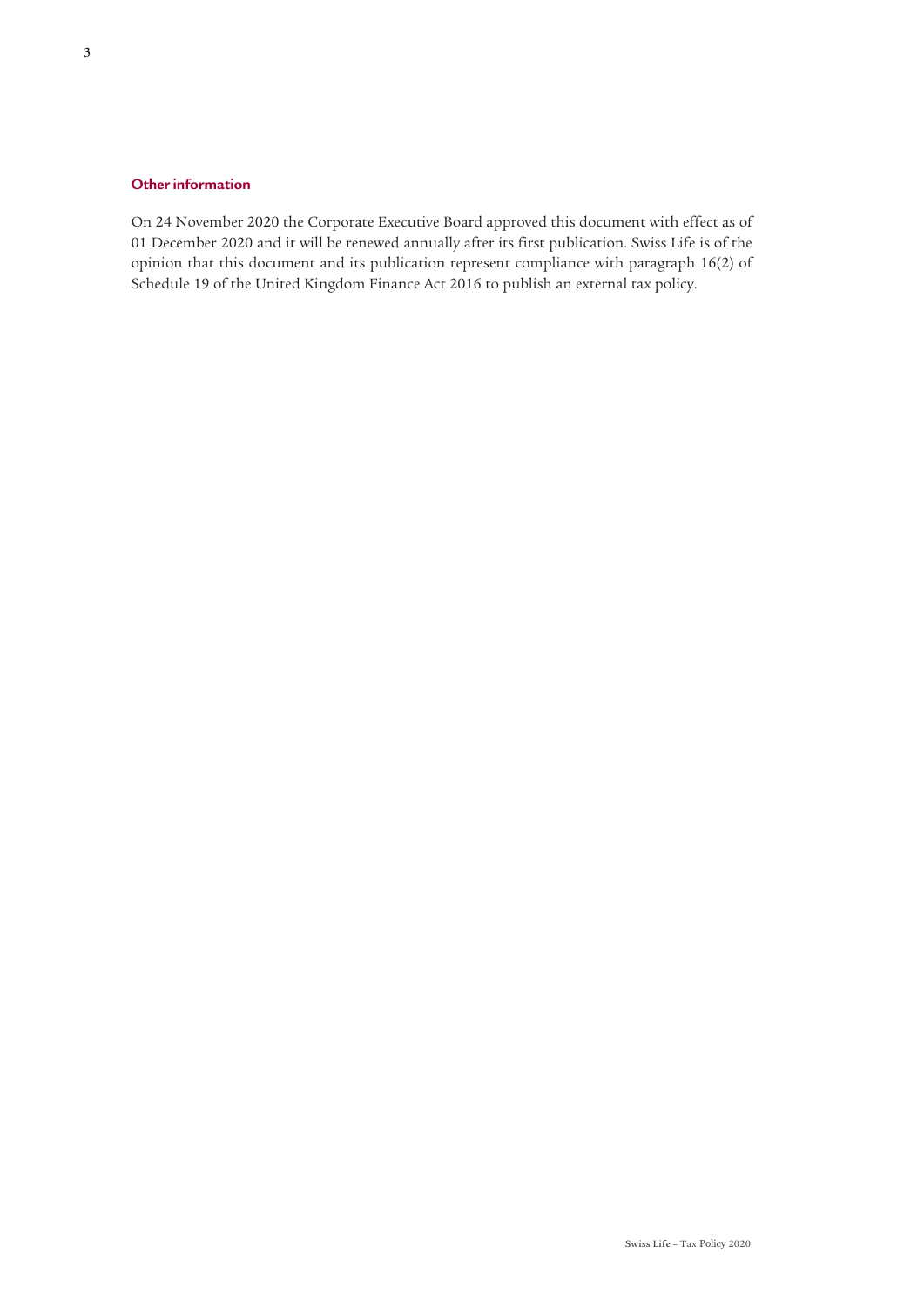### Other information

On 24 November 2020 the Corporate Executive Board approved this document with effect as of 01 December 2020 and it will be renewed annually after its first publication. Swiss Life is of the opinion that this document and its publication represent compliance with paragraph 16(2) of Schedule 19 of the United Kingdom Finance Act 2016 to publish an external tax policy.